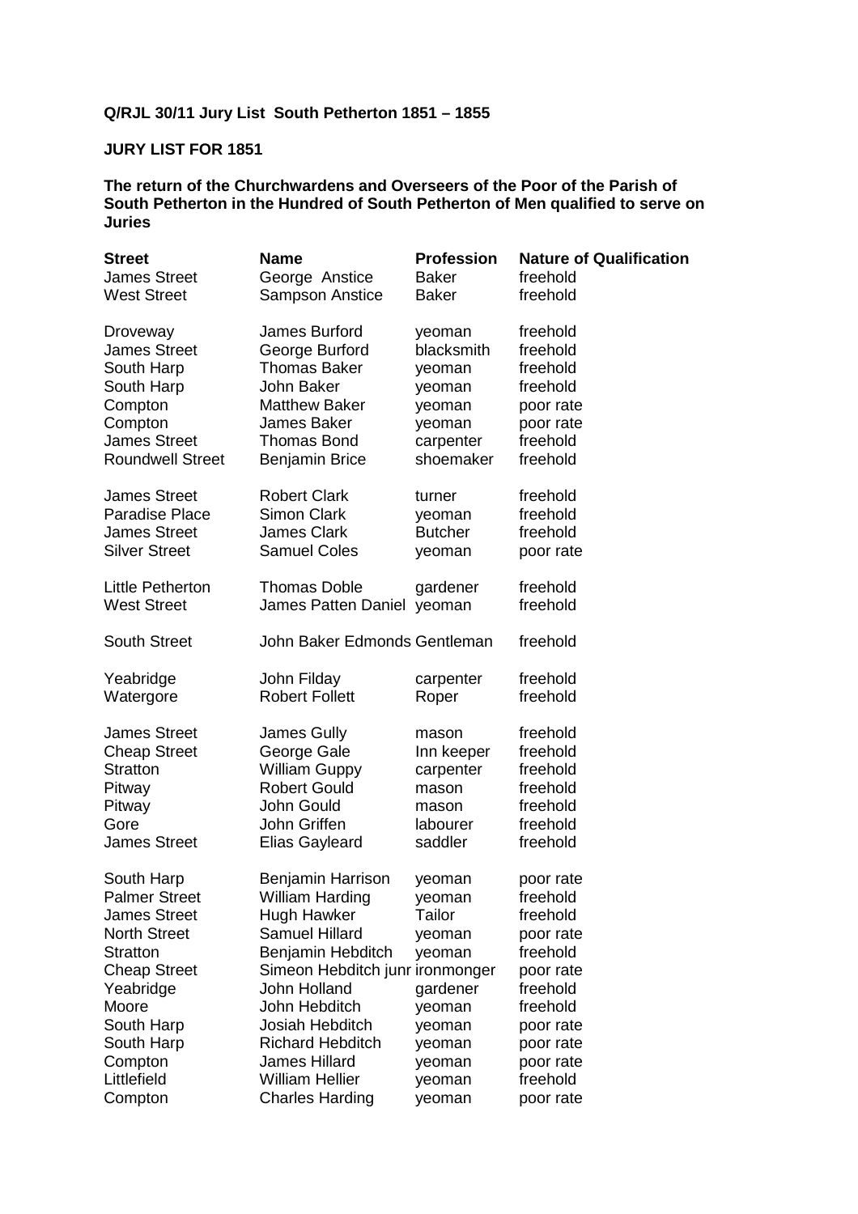**Q/RJL 30/11 Jury List South Petherton 1851 – 1855**

**JURY LIST FOR 1851**

**The return of the Churchwardens and Overseers of the Poor of the Parish of South Petherton in the Hundred of South Petherton of Men qualified to serve on Juries**

| Street | Name | Profession | Nature of Qualification |
|---|---|---|---|
| James Street | George Anstice | Baker | freehold |
| West Street | Sampson Anstice | Baker | freehold |
| | | | |
| Droveway | James Burford | yeoman | freehold |
| James Street | George Burford | blacksmith | freehold |
| South Harp | Thomas Baker | yeoman | freehold |
| South Harp | John Baker | yeoman | freehold |
| Compton | Matthew Baker | yeoman | poor rate |
| Compton | James Baker | yeoman | poor rate |
| James Street | Thomas Bond | carpenter | freehold |
| Roundwell Street | Benjamin Brice | shoemaker | freehold |
| | | | |
| James Street | Robert Clark | turner | freehold |
| Paradise Place | Simon Clark | yeoman | freehold |
| James Street | James Clark | Butcher | freehold |
| Silver Street | Samuel Coles | yeoman | poor rate |
| | | | |
| Little Petherton | Thomas Doble | gardener | freehold |
| West Street | James Patten Daniel | yeoman | freehold |
| | | | |
| South Street | John Baker Edmonds | Gentleman | freehold |
| | | | |
| Yeabridge | John Filday | carpenter | freehold |
| Watergore | Robert Follett | Roper | freehold |
| | | | |
| James Street | James Gully | mason | freehold |
| Cheap Street | George Gale | Inn keeper | freehold |
| Stratton | William Guppy | carpenter | freehold |
| Pitway | Robert Gould | mason | freehold |
| Pitway | John Gould | mason | freehold |
| Gore | John Griffen | labourer | freehold |
| James Street | Elias Gayleard | saddler | freehold |
| | | | |
| South Harp | Benjamin Harrison | yeoman | poor rate |
| Palmer Street | William Harding | yeoman | freehold |
| James Street | Hugh Hawker | Tailor | freehold |
| North Street | Samuel Hillard | yeoman | poor rate |
| Stratton | Benjamin Hebditch | yeoman | freehold |
| Cheap Street | Simeon Hebditch junr | ironmonger | poor rate |
| Yeabridge | John Holland | gardener | freehold |
| Moore | John Hebditch | yeoman | freehold |
| South Harp | Josiah Hebditch | yeoman | poor rate |
| South Harp | Richard Hebditch | yeoman | poor rate |
| Compton | James Hillard | yeoman | poor rate |
| Littlefield | William Hellier | yeoman | freehold |
| Compton | Charles Harding | yeoman | poor rate |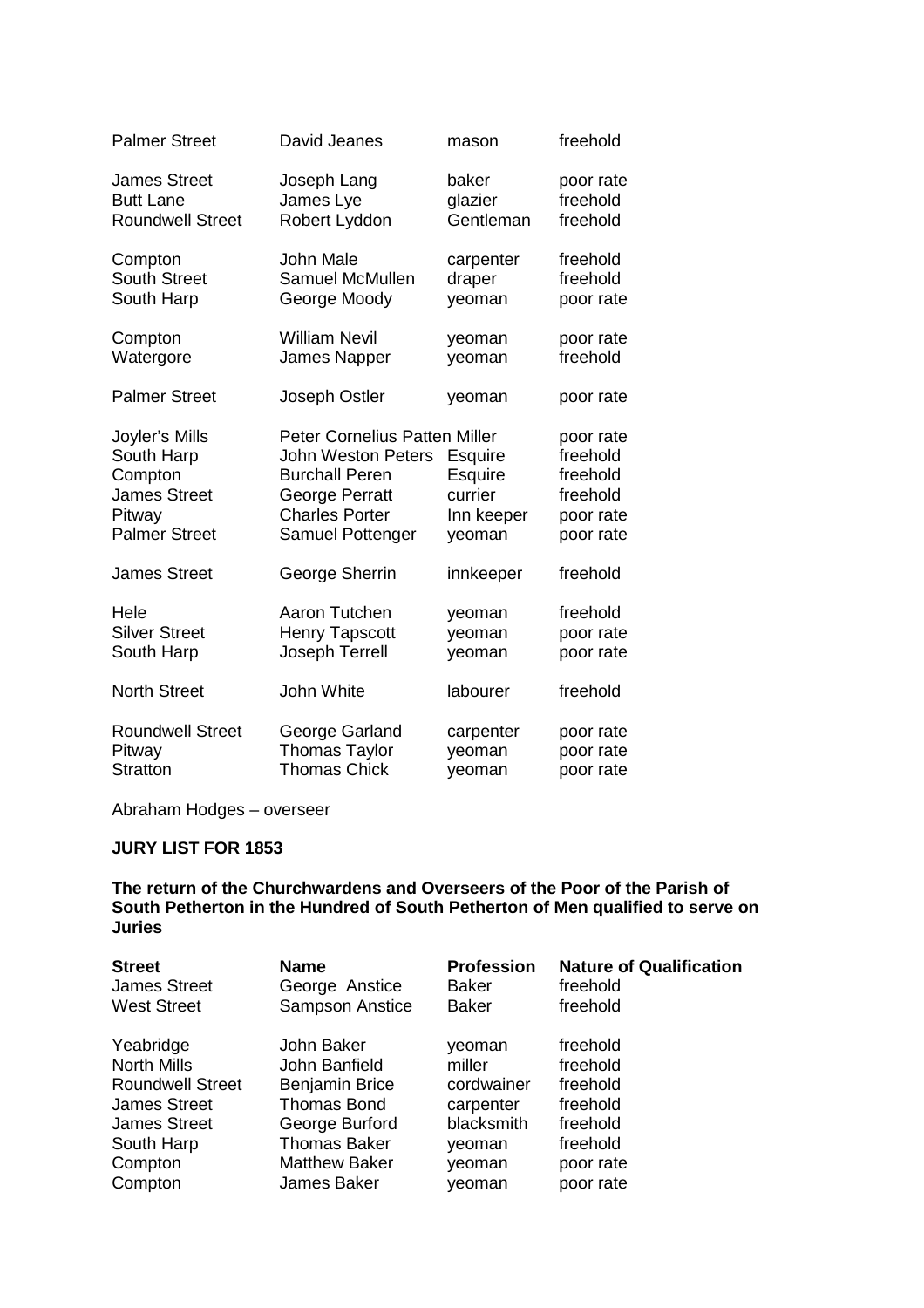| | | | |
|---|---|---|---|
| Palmer Street | David Jeanes | mason | freehold |
| James Street | Joseph Lang | baker | poor rate |
| Butt Lane | James Lye | glazier | freehold |
| Roundwell Street | Robert Lyddon | Gentleman | freehold |
| Compton | John Male | carpenter | freehold |
| South Street | Samuel McMullen | draper | freehold |
| South Harp | George Moody | yeoman | poor rate |
| Compton | William Nevil | yeoman | poor rate |
| Watergore | James Napper | yeoman | freehold |
| Palmer Street | Joseph Ostler | yeoman | poor rate |
| Joyler's Mills | Peter Cornelius Patten Miller | | poor rate |
| South Harp | John Weston Peters | Esquire | freehold |
| Compton | Burchall Peren | Esquire | freehold |
| James Street | George Perratt | currier | freehold |
| Pitway | Charles Porter | Inn keeper | poor rate |
| Palmer Street | Samuel Pottenger | yeoman | poor rate |
| James Street | George Sherrin | innkeeper | freehold |
| Hele | Aaron Tutchen | yeoman | freehold |
| Silver Street | Henry Tapscott | yeoman | poor rate |
| South Harp | Joseph Terrell | yeoman | poor rate |
| North Street | John White | labourer | freehold |
| Roundwell Street | George Garland | carpenter | poor rate |
| Pitway | Thomas Taylor | yeoman | poor rate |
| Stratton | Thomas Chick | yeoman | poor rate |

Abraham Hodges – overseer

**JURY LIST FOR 1853**

**The return of the Churchwardens and Overseers of the Poor of the Parish of South Petherton in the Hundred of South Petherton of Men qualified to serve on Juries**

| Street | Name | Profession | Nature of Qualification |
|---|---|---|---|
| James Street | George Anstice | Baker | freehold |
| West Street | Sampson Anstice | Baker | freehold |
| Yeabridge | John Baker | yeoman | freehold |
| North Mills | John Banfield | miller | freehold |
| Roundwell Street | Benjamin Brice | cordwainer | freehold |
| James Street | Thomas Bond | carpenter | freehold |
| James Street | George Burford | blacksmith | freehold |
| South Harp | Thomas Baker | yeoman | freehold |
| Compton | Matthew Baker | yeoman | poor rate |
| Compton | James Baker | yeoman | poor rate |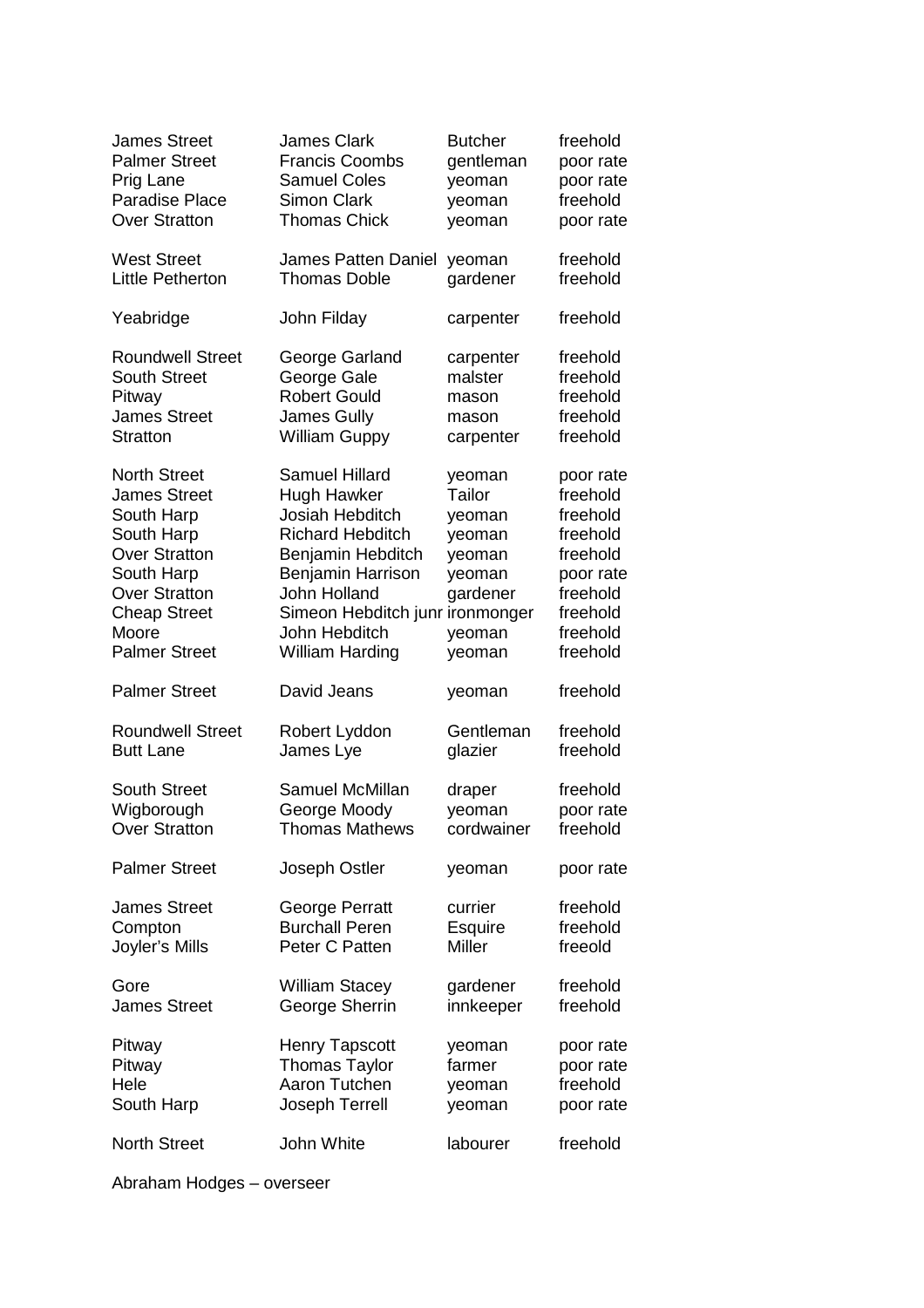| | | | |
|---|---|---|---|
| James Street | James Clark | Butcher | freehold |
| Palmer Street | Francis Coombs | gentleman | poor rate |
| Prig Lane | Samuel Coles | yeoman | poor rate |
| Paradise Place | Simon Clark | yeoman | freehold |
| Over Stratton | Thomas Chick | yeoman | poor rate |
| | | | |
| West Street | James Patten Daniel | yeoman | freehold |
| Little Petherton | Thomas Doble | gardener | freehold |
| | | | |
| Yeabridge | John Filday | carpenter | freehold |
| | | | |
| Roundwell Street | George Garland | carpenter | freehold |
| South Street | George Gale | malster | freehold |
| Pitway | Robert Gould | mason | freehold |
| James Street | James Gully | mason | freehold |
| Stratton | William Guppy | carpenter | freehold |
| | | | |
| North Street | Samuel Hillard | yeoman | poor rate |
| James Street | Hugh Hawker | Tailor | freehold |
| South Harp | Josiah Hebditch | yeoman | freehold |
| South Harp | Richard Hebditch | yeoman | freehold |
| Over Stratton | Benjamin Hebditch | yeoman | freehold |
| South Harp | Benjamin Harrison | yeoman | poor rate |
| Over Stratton | John Holland | gardener | freehold |
| Cheap Street | Simeon Hebditch junr | ironmonger | freehold |
| Moore | John Hebditch | yeoman | freehold |
| Palmer Street | William Harding | yeoman | freehold |
| | | | |
| Palmer Street | David Jeans | yeoman | freehold |
| | | | |
| Roundwell Street | Robert Lyddon | Gentleman | freehold |
| Butt Lane | James Lye | glazier | freehold |
| | | | |
| South Street | Samuel McMillan | draper | freehold |
| Wigborough | George Moody | yeoman | poor rate |
| Over Stratton | Thomas Mathews | cordwainer | freehold |
| | | | |
| Palmer Street | Joseph Ostler | yeoman | poor rate |
| | | | |
| James Street | George Perratt | currier | freehold |
| Compton | Burchall Peren | Esquire | freehold |
| Joyler's Mills | Peter C Patten | Miller | freeold |
| | | | |
| Gore | William Stacey | gardener | freehold |
| James Street | George Sherrin | innkeeper | freehold |
| | | | |
| Pitway | Henry Tapscott | yeoman | poor rate |
| Pitway | Thomas Taylor | farmer | poor rate |
| Hele | Aaron Tutchen | yeoman | freehold |
| South Harp | Joseph Terrell | yeoman | poor rate |
| | | | |
| North Street | John White | labourer | freehold |

Abraham Hodges – overseer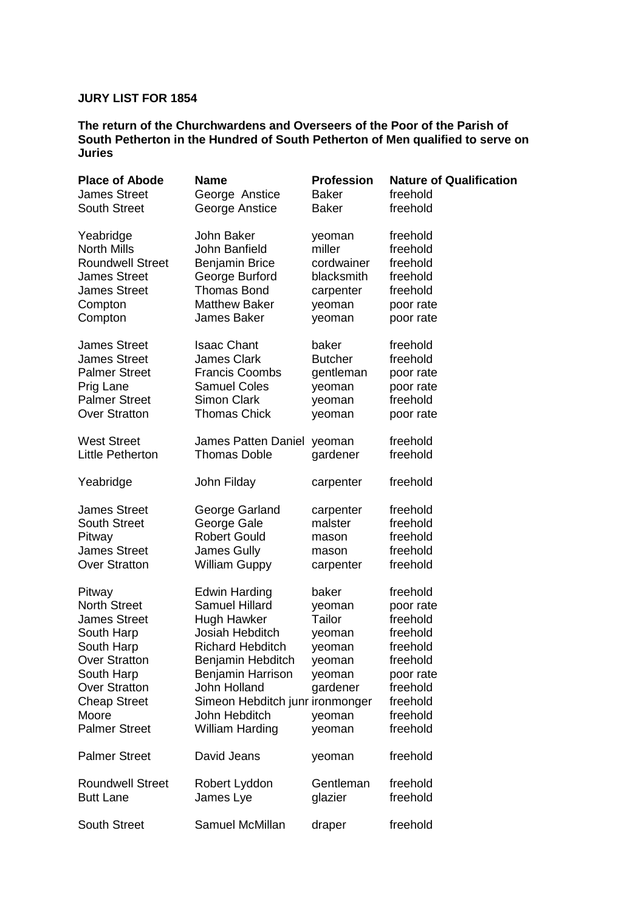**JURY LIST FOR 1854**

**The return of the Churchwardens and Overseers of the Poor of the Parish of South Petherton in the Hundred of South Petherton of Men qualified to serve on Juries**

| Place of Abode | Name | Profession | Nature of Qualification |
|---|---|---|---|
| James Street | George Anstice | Baker | freehold |
| South Street | George Anstice | Baker | freehold |
| | | | |
| Yeabridge | John Baker | yeoman | freehold |
| North Mills | John Banfield | miller | freehold |
| Roundwell Street | Benjamin Brice | cordwainer | freehold |
| James Street | George Burford | blacksmith | freehold |
| James Street | Thomas Bond | carpenter | freehold |
| Compton | Matthew Baker | yeoman | poor rate |
| Compton | James Baker | yeoman | poor rate |
| | | | |
| James Street | Isaac Chant | baker | freehold |
| James Street | James Clark | Butcher | freehold |
| Palmer Street | Francis Coombs | gentleman | poor rate |
| Prig Lane | Samuel Coles | yeoman | poor rate |
| Palmer Street | Simon Clark | yeoman | freehold |
| Over Stratton | Thomas Chick | yeoman | poor rate |
| | | | |
| West Street | James Patten Daniel | yeoman | freehold |
| Little Petherton | Thomas Doble | gardener | freehold |
| | | | |
| Yeabridge | John Filday | carpenter | freehold |
| | | | |
| James Street | George Garland | carpenter | freehold |
| South Street | George Gale | malster | freehold |
| Pitway | Robert Gould | mason | freehold |
| James Street | James Gully | mason | freehold |
| Over Stratton | William Guppy | carpenter | freehold |
| | | | |
| Pitway | Edwin Harding | baker | freehold |
| North Street | Samuel Hillard | yeoman | poor rate |
| James Street | Hugh Hawker | Tailor | freehold |
| South Harp | Josiah Hebditch | yeoman | freehold |
| South Harp | Richard Hebditch | yeoman | freehold |
| Over Stratton | Benjamin Hebditch | yeoman | freehold |
| South Harp | Benjamin Harrison | yeoman | poor rate |
| Over Stratton | John Holland | gardener | freehold |
| Cheap Street | Simeon Hebditch junr | ironmonger | freehold |
| Moore | John Hebditch | yeoman | freehold |
| Palmer Street | William Harding | yeoman | freehold |
| | | | |
| Palmer Street | David Jeans | yeoman | freehold |
| | | | |
| Roundwell Street | Robert Lyddon | Gentleman | freehold |
| Butt Lane | James Lye | glazier | freehold |
| | | | |
| South Street | Samuel McMillan | draper | freehold |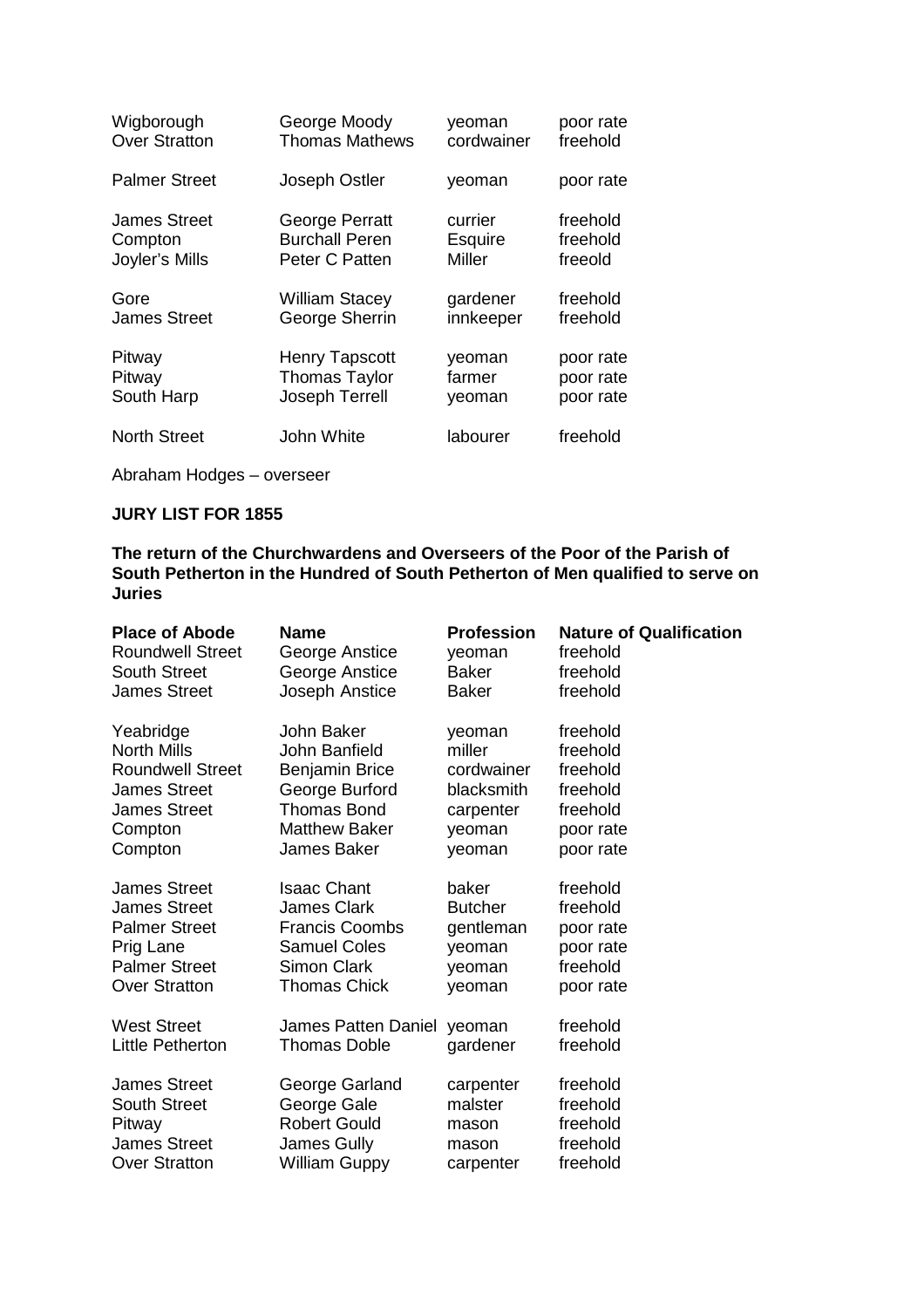| | | | |
|---|---|---|---|
| Wigborough | George Moody | yeoman | poor rate |
| Over Stratton | Thomas Mathews | cordwainer | freehold |
| Palmer Street | Joseph Ostler | yeoman | poor rate |
| James Street | George Perratt | currier | freehold |
| Compton | Burchall Peren | Esquire | freehold |
| Joyler's Mills | Peter C Patten | Miller | freeold |
| Gore | William Stacey | gardener | freehold |
| James Street | George Sherrin | innkeeper | freehold |
| Pitway | Henry Tapscott | yeoman | poor rate |
| Pitway | Thomas Taylor | farmer | poor rate |
| South Harp | Joseph Terrell | yeoman | poor rate |
| North Street | John White | labourer | freehold |

Abraham Hodges – overseer

**JURY LIST FOR 1855**

**The return of the Churchwardens and Overseers of the Poor of the Parish of South Petherton in the Hundred of South Petherton of Men qualified to serve on Juries**

| Place of Abode | Name | Profession | Nature of Qualification |
|---|---|---|---|
| Roundwell Street | George Anstice | yeoman | freehold |
| South Street | George Anstice | Baker | freehold |
| James Street | Joseph Anstice | Baker | freehold |
| Yeabridge | John Baker | yeoman | freehold |
| North Mills | John Banfield | miller | freehold |
| Roundwell Street | Benjamin Brice | cordwainer | freehold |
| James Street | George Burford | blacksmith | freehold |
| James Street | Thomas Bond | carpenter | freehold |
| Compton | Matthew Baker | yeoman | poor rate |
| Compton | James Baker | yeoman | poor rate |
| James Street | Isaac Chant | baker | freehold |
| James Street | James Clark | Butcher | freehold |
| Palmer Street | Francis Coombs | gentleman | poor rate |
| Prig Lane | Samuel Coles | yeoman | poor rate |
| Palmer Street | Simon Clark | yeoman | freehold |
| Over Stratton | Thomas Chick | yeoman | poor rate |
| West Street | James Patten Daniel | yeoman | freehold |
| Little Petherton | Thomas Doble | gardener | freehold |
| James Street | George Garland | carpenter | freehold |
| South Street | George Gale | malster | freehold |
| Pitway | Robert Gould | mason | freehold |
| James Street | James Gully | mason | freehold |
| Over Stratton | William Guppy | carpenter | freehold |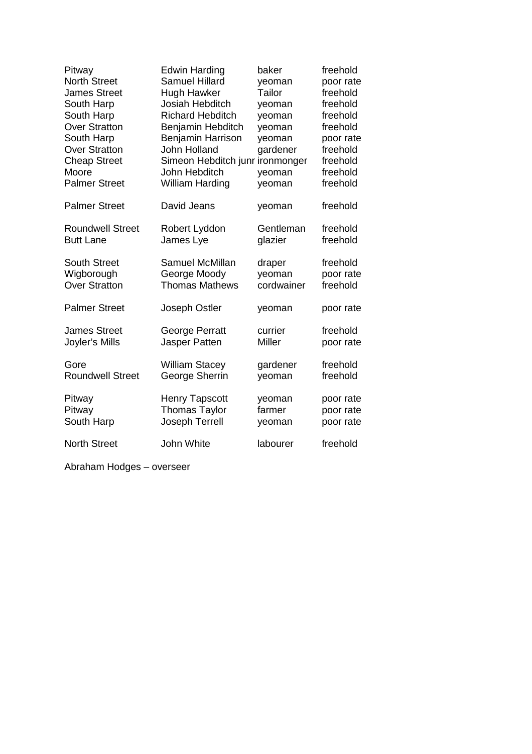| | | | |
|---|---|---|---|
| Pitway | Edwin Harding | baker | freehold |
| North Street | Samuel Hillard | yeoman | poor rate |
| James Street | Hugh Hawker | Tailor | freehold |
| South Harp | Josiah Hebditch | yeoman | freehold |
| South Harp | Richard Hebditch | yeoman | freehold |
| Over Stratton | Benjamin Hebditch | yeoman | freehold |
| South Harp | Benjamin Harrison | yeoman | poor rate |
| Over Stratton | John Holland | gardener | freehold |
| Cheap Street | Simeon Hebditch junr | ironmonger | freehold |
| Moore | John Hebditch | yeoman | freehold |
| Palmer Street | William Harding | yeoman | freehold |
| Palmer Street | David Jeans | yeoman | freehold |
| Roundwell Street | Robert Lyddon | Gentleman | freehold |
| Butt Lane | James Lye | glazier | freehold |
| South Street | Samuel McMillan | draper | freehold |
| Wigborough | George Moody | yeoman | poor rate |
| Over Stratton | Thomas Mathews | cordwainer | freehold |
| Palmer Street | Joseph Ostler | yeoman | poor rate |
| James Street | George Perratt | currier | freehold |
| Joyler's Mills | Jasper Patten | Miller | poor rate |
| Gore | William Stacey | gardener | freehold |
| Roundwell Street | George Sherrin | yeoman | freehold |
| Pitway | Henry Tapscott | yeoman | poor rate |
| Pitway | Thomas Taylor | farmer | poor rate |
| South Harp | Joseph Terrell | yeoman | poor rate |
| North Street | John White | labourer | freehold |

Abraham Hodges – overseer